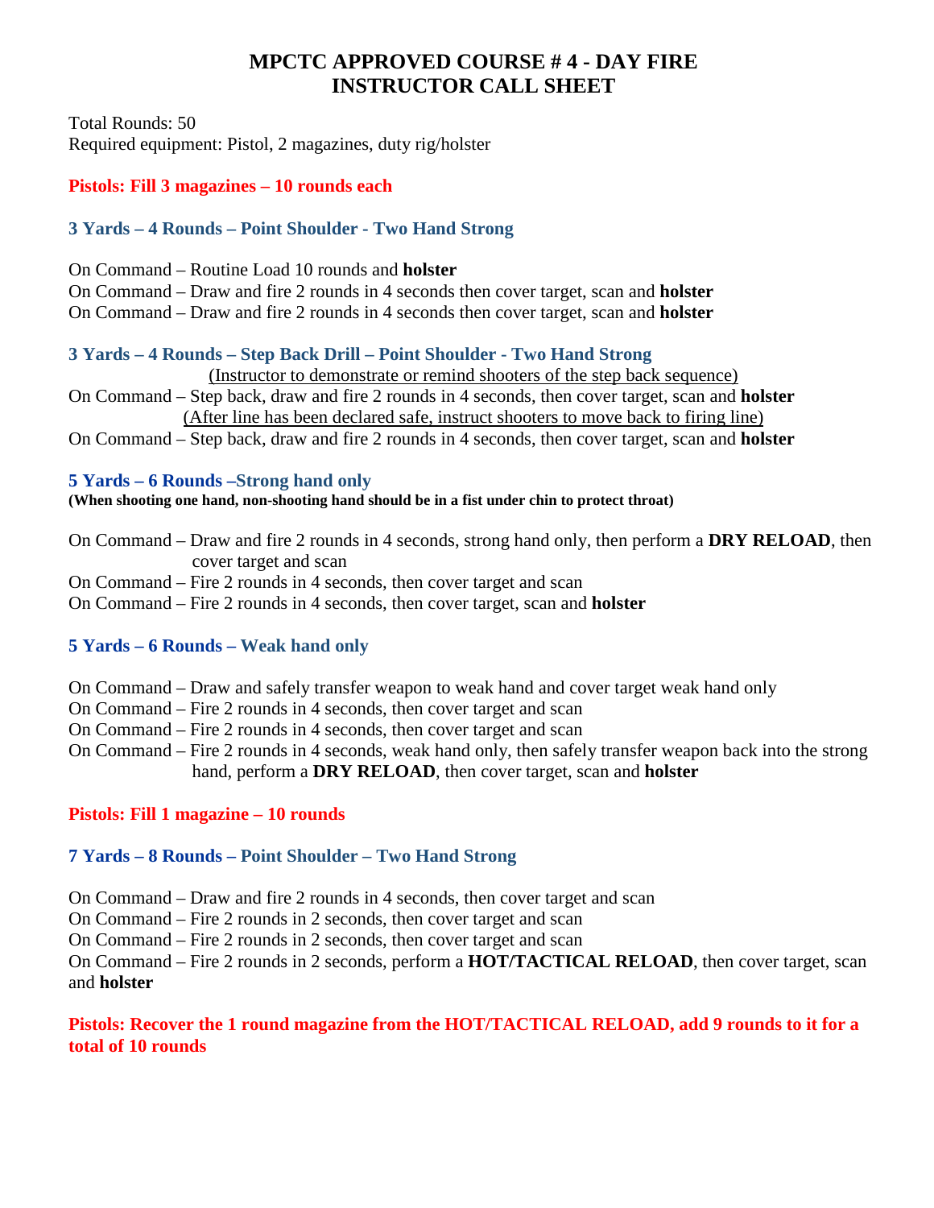# MPCTC APPROVED COURSE # 4 - DAY FIRE
# INSTRUCTOR CALL SHEET

Total Rounds: 50
Required equipment: Pistol, 2 magazines, duty rig/holster

**Pistols: Fill 3 magazines – 10 rounds each**

### 3 Yards – 4 Rounds – Point Shoulder - Two Hand Strong

On Command – Routine Load 10 rounds and **holster**
On Command – Draw and fire 2 rounds in 4 seconds then cover target, scan and **holster**
On Command – Draw and fire 2 rounds in 4 seconds then cover target, scan and **holster**

### 3 Yards – 4 Rounds – Step Back Drill – Point Shoulder - Two Hand Strong

(Instructor to demonstrate or remind shooters of the step back sequence)

On Command – Step back, draw and fire 2 rounds in 4 seconds, then cover target, scan and **holster**

(After line has been declared safe, instruct shooters to move back to firing line)

On Command – Step back, draw and fire 2 rounds in 4 seconds, then cover target, scan and **holster**

### 5 Yards – 6 Rounds –Strong hand only

**(When shooting one hand, non-shooting hand should be in a fist under chin to protect throat)**

On Command – Draw and fire 2 rounds in 4 seconds, strong hand only, then perform a **DRY RELOAD**, then cover target and scan
On Command – Fire 2 rounds in 4 seconds, then cover target and scan
On Command – Fire 2 rounds in 4 seconds, then cover target, scan and **holster**

### 5 Yards – 6 Rounds – Weak hand only

On Command – Draw and safely transfer weapon to weak hand and cover target weak hand only
On Command – Fire 2 rounds in 4 seconds, then cover target and scan
On Command – Fire 2 rounds in 4 seconds, then cover target and scan
On Command – Fire 2 rounds in 4 seconds, weak hand only, then safely transfer weapon back into the strong hand, perform a **DRY RELOAD**, then cover target, scan and **holster**

**Pistols: Fill 1 magazine – 10 rounds**

### 7 Yards – 8 Rounds – Point Shoulder – Two Hand Strong

On Command – Draw and fire 2 rounds in 4 seconds, then cover target and scan
On Command – Fire 2 rounds in 2 seconds, then cover target and scan
On Command – Fire 2 rounds in 2 seconds, then cover target and scan
On Command – Fire 2 rounds in 2 seconds, perform a **HOT/TACTICAL RELOAD**, then cover target, scan and **holster**

**Pistols: Recover the 1 round magazine from the HOT/TACTICAL RELOAD, add 9 rounds to it for a total of 10 rounds**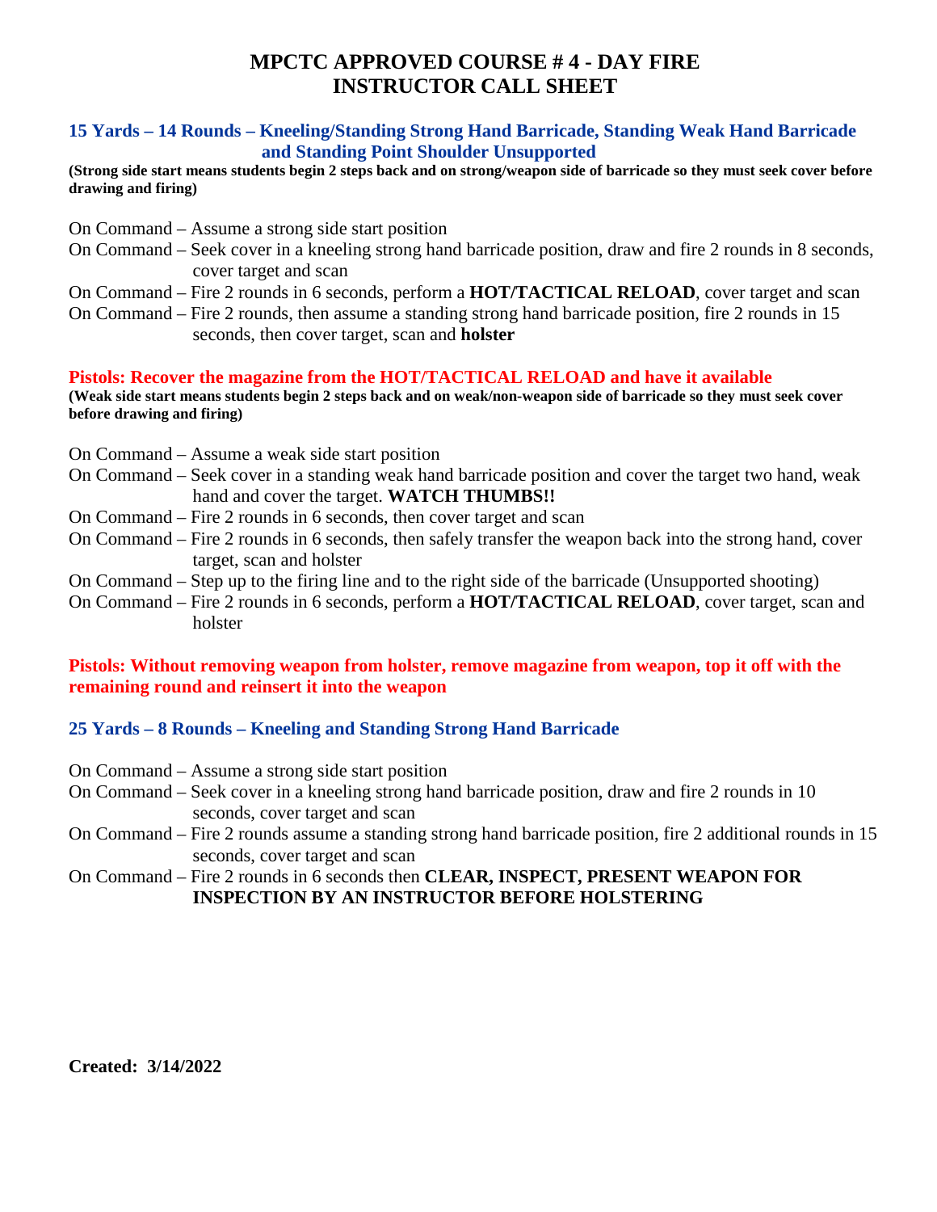# MPCTC APPROVED COURSE # 4 - DAY FIRE
# INSTRUCTOR CALL SHEET

### 15 Yards – 14 Rounds – Kneeling/Standing Strong Hand Barricade, Standing Weak Hand Barricade and Standing Point Shoulder Unsupported

**(Strong side start means students begin 2 steps back and on strong/weapon side of barricade so they must seek cover before drawing and firing)**

On Command – Assume a strong side start position

On Command – Seek cover in a kneeling strong hand barricade position, draw and fire 2 rounds in 8 seconds, cover target and scan

On Command – Fire 2 rounds in 6 seconds, perform a **HOT/TACTICAL RELOAD**, cover target and scan

On Command – Fire 2 rounds, then assume a standing strong hand barricade position, fire 2 rounds in 15 seconds, then cover target, scan and **holster**

**Pistols: Recover the magazine from the HOT/TACTICAL RELOAD and have it available**

**(Weak side start means students begin 2 steps back and on weak/non-weapon side of barricade so they must seek cover before drawing and firing)**

On Command – Assume a weak side start position

On Command – Seek cover in a standing weak hand barricade position and cover the target two hand, weak hand and cover the target. **WATCH THUMBS!!**

On Command – Fire 2 rounds in 6 seconds, then cover target and scan

On Command – Fire 2 rounds in 6 seconds, then safely transfer the weapon back into the strong hand, cover target, scan and holster

On Command – Step up to the firing line and to the right side of the barricade (Unsupported shooting)

On Command – Fire 2 rounds in 6 seconds, perform a **HOT/TACTICAL RELOAD**, cover target, scan and holster

**Pistols: Without removing weapon from holster, remove magazine from weapon, top it off with the remaining round and reinsert it into the weapon**

### 25 Yards – 8 Rounds – Kneeling and Standing Strong Hand Barricade

On Command – Assume a strong side start position

On Command – Seek cover in a kneeling strong hand barricade position, draw and fire 2 rounds in 10 seconds, cover target and scan

On Command – Fire 2 rounds assume a standing strong hand barricade position, fire 2 additional rounds in 15 seconds, cover target and scan

On Command – Fire 2 rounds in 6 seconds then **CLEAR, INSPECT, PRESENT WEAPON FOR INSPECTION BY AN INSTRUCTOR BEFORE HOLSTERING**

**Created: 3/14/2022**